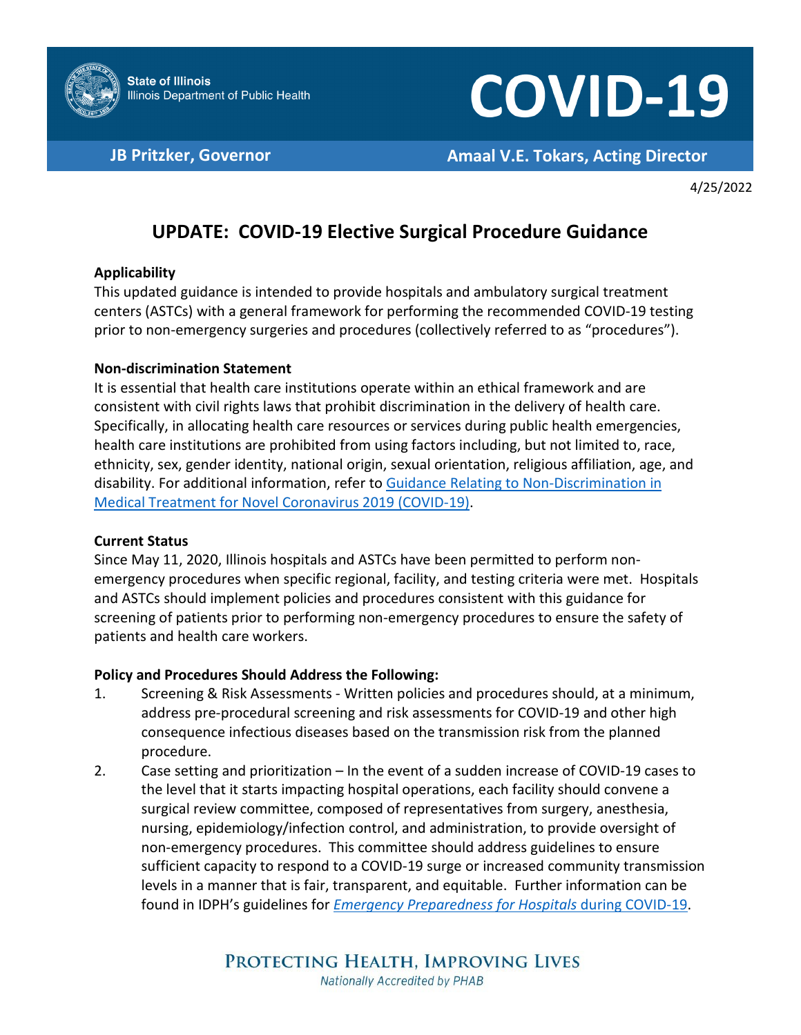State of Illinois
Illinois Department of Public Health

# COVID-19

**JB Pritzker, Governor** **Amaal V.E. Tokars, Acting Director**

4/25/2022

## UPDATE: COVID-19 Elective Surgical Procedure Guidance

**Applicability**

This updated guidance is intended to provide hospitals and ambulatory surgical treatment centers (ASTCs) with a general framework for performing the recommended COVID-19 testing prior to non-emergency surgeries and procedures (collectively referred to as "procedures").

**Non-discrimination Statement**

It is essential that health care institutions operate within an ethical framework and are consistent with civil rights laws that prohibit discrimination in the delivery of health care. Specifically, in allocating health care resources or services during public health emergencies, health care institutions are prohibited from using factors including, but not limited to, race, ethnicity, sex, gender identity, national origin, sexual orientation, religious affiliation, age, and disability. For additional information, refer to Guidance Relating to Non-Discrimination in Medical Treatment for Novel Coronavirus 2019 (COVID-19).

**Current Status**

Since May 11, 2020, Illinois hospitals and ASTCs have been permitted to perform non-emergency procedures when specific regional, facility, and testing criteria were met. Hospitals and ASTCs should implement policies and procedures consistent with this guidance for screening of patients prior to performing non-emergency procedures to ensure the safety of patients and health care workers.

**Policy and Procedures Should Address the Following:**

1. Screening & Risk Assessments - Written policies and procedures should, at a minimum, address pre-procedural screening and risk assessments for COVID-19 and other high consequence infectious diseases based on the transmission risk from the planned procedure.
2. Case setting and prioritization – In the event of a sudden increase of COVID-19 cases to the level that it starts impacting hospital operations, each facility should convene a surgical review committee, composed of representatives from surgery, anesthesia, nursing, epidemiology/infection control, and administration, to provide oversight of non-emergency procedures. This committee should address guidelines to ensure sufficient capacity to respond to a COVID-19 surge or increased community transmission levels in a manner that is fair, transparent, and equitable. Further information can be found in IDPH's guidelines for *Emergency Preparedness for Hospitals* during COVID-19.

PROTECTING HEALTH, IMPROVING LIVES
*Nationally Accredited by PHAB*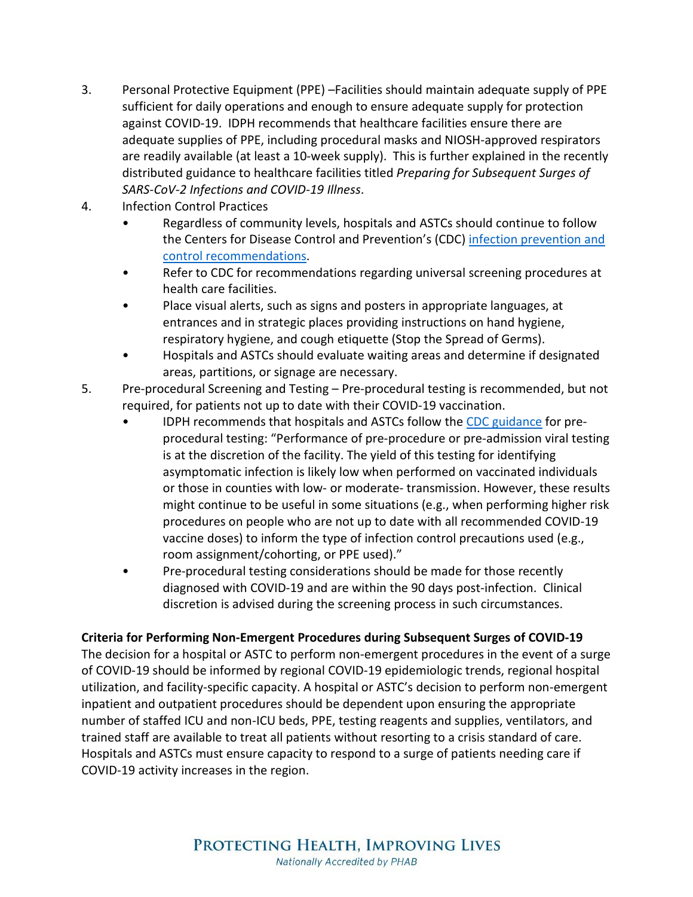3. Personal Protective Equipment (PPE) –Facilities should maintain adequate supply of PPE sufficient for daily operations and enough to ensure adequate supply for protection against COVID-19. IDPH recommends that healthcare facilities ensure there are adequate supplies of PPE, including procedural masks and NIOSH-approved respirators are readily available (at least a 10-week supply). This is further explained in the recently distributed guidance to healthcare facilities titled *Preparing for Subsequent Surges of SARS-CoV-2 Infections and COVID-19 Illness*.
4. Infection Control Practices
   - Regardless of community levels, hospitals and ASTCs should continue to follow the Centers for Disease Control and Prevention's (CDC) infection prevention and control recommendations.
   - Refer to CDC for recommendations regarding universal screening procedures at health care facilities.
   - Place visual alerts, such as signs and posters in appropriate languages, at entrances and in strategic places providing instructions on hand hygiene, respiratory hygiene, and cough etiquette (Stop the Spread of Germs).
   - Hospitals and ASTCs should evaluate waiting areas and determine if designated areas, partitions, or signage are necessary.
5. Pre-procedural Screening and Testing – Pre-procedural testing is recommended, but not required, for patients not up to date with their COVID-19 vaccination.
   - IDPH recommends that hospitals and ASTCs follow the CDC guidance for pre-procedural testing: "Performance of pre-procedure or pre-admission viral testing is at the discretion of the facility. The yield of this testing for identifying asymptomatic infection is likely low when performed on vaccinated individuals or those in counties with low- or moderate- transmission. However, these results might continue to be useful in some situations (e.g., when performing higher risk procedures on people who are not up to date with all recommended COVID-19 vaccine doses) to inform the type of infection control precautions used (e.g., room assignment/cohorting, or PPE used)."
   - Pre-procedural testing considerations should be made for those recently diagnosed with COVID-19 and are within the 90 days post-infection. Clinical discretion is advised during the screening process in such circumstances.

**Criteria for Performing Non-Emergent Procedures during Subsequent Surges of COVID-19**

The decision for a hospital or ASTC to perform non-emergent procedures in the event of a surge of COVID-19 should be informed by regional COVID-19 epidemiologic trends, regional hospital utilization, and facility-specific capacity. A hospital or ASTC's decision to perform non-emergent inpatient and outpatient procedures should be dependent upon ensuring the appropriate number of staffed ICU and non-ICU beds, PPE, testing reagents and supplies, ventilators, and trained staff are available to treat all patients without resorting to a crisis standard of care. Hospitals and ASTCs must ensure capacity to respond to a surge of patients needing care if COVID-19 activity increases in the region.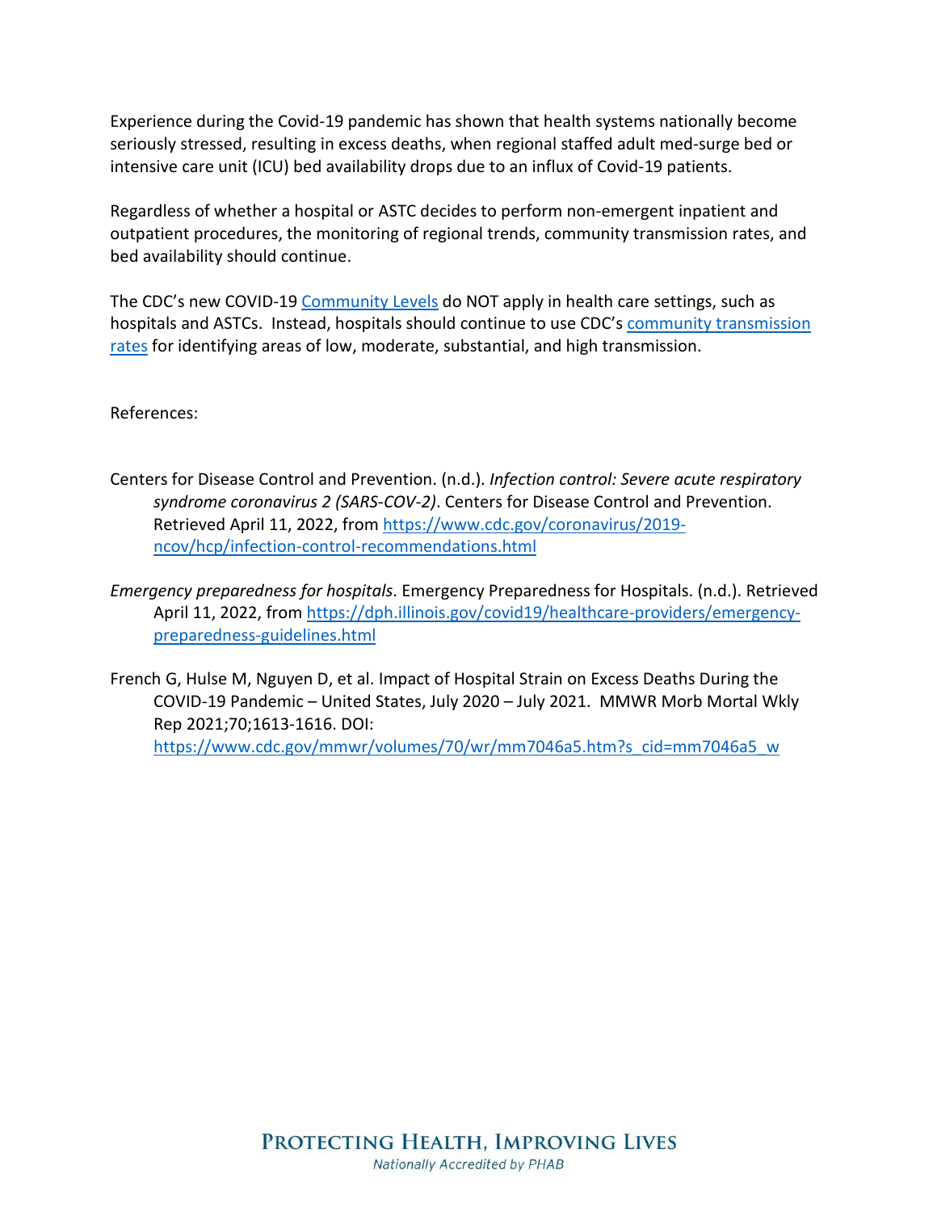Experience during the Covid-19 pandemic has shown that health systems nationally become seriously stressed, resulting in excess deaths, when regional staffed adult med-surge bed or intensive care unit (ICU) bed availability drops due to an influx of Covid-19 patients.

Regardless of whether a hospital or ASTC decides to perform non-emergent inpatient and outpatient procedures, the monitoring of regional trends, community transmission rates, and bed availability should continue.

The CDC's new COVID-19 Community Levels do NOT apply in health care settings, such as hospitals and ASTCs. Instead, hospitals should continue to use CDC's community transmission rates for identifying areas of low, moderate, substantial, and high transmission.

References:

Centers for Disease Control and Prevention. (n.d.). *Infection control: Severe acute respiratory syndrome coronavirus 2 (SARS-COV-2)*. Centers for Disease Control and Prevention. Retrieved April 11, 2022, from https://www.cdc.gov/coronavirus/2019-ncov/hcp/infection-control-recommendations.html

*Emergency preparedness for hospitals*. Emergency Preparedness for Hospitals. (n.d.). Retrieved April 11, 2022, from https://dph.illinois.gov/covid19/healthcare-providers/emergency-preparedness-guidelines.html

French G, Hulse M, Nguyen D, et al. Impact of Hospital Strain on Excess Deaths During the COVID-19 Pandemic – United States, July 2020 – July 2021. MMWR Morb Mortal Wkly Rep 2021;70;1613-1616. DOI: https://www.cdc.gov/mmwr/volumes/70/wr/mm7046a5.htm?s_cid=mm7046a5_w